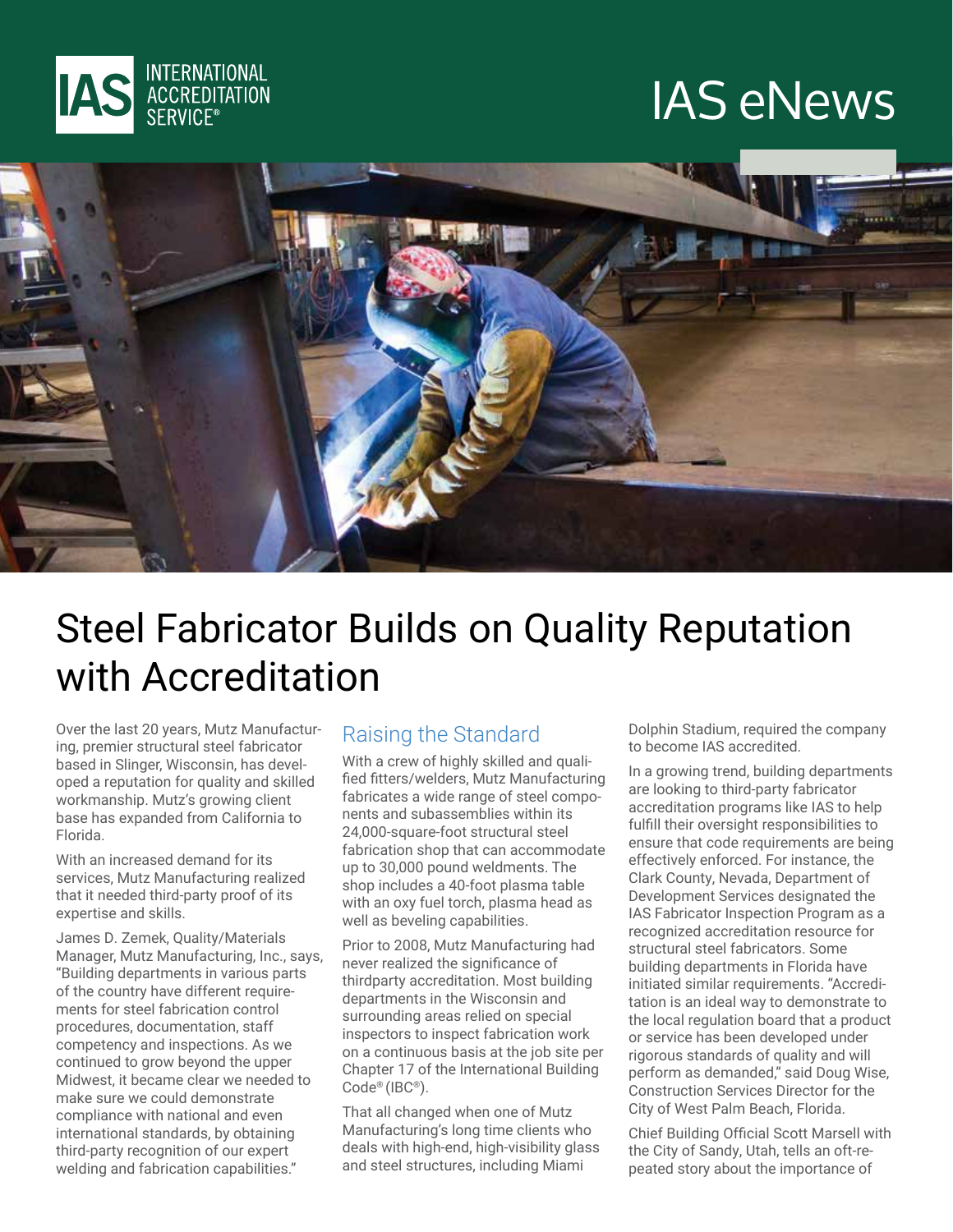INTERNATIONAL ACCREDITATION SERVICE®

# IAS eNews

## Steel Fabricator Builds on Quality Reputation with Accreditation

Over the last 20 years, Mutz Manufacturing, premier structural steel fabricator based in Slinger, Wisconsin, has developed a reputation for quality and skilled workmanship. Mutz's growing client base has expanded from California to Florida.

With an increased demand for its services, Mutz Manufacturing realized that it needed third-party proof of its expertise and skills.

James D. Zemek, Quality/Materials Manager, Mutz Manufacturing, Inc., says, "Building departments in various parts of the country have different requirements for steel fabrication control procedures, documentation, staff competency and inspections. As we continued to grow beyond the upper Midwest, it became clear we needed to make sure we could demonstrate compliance with national and even international standards, by obtaining third-party recognition of our expert welding and fabrication capabilities."

### Raising the Standard

With a crew of highly skilled and qualified fitters/welders, Mutz Manufacturing fabricates a wide range of steel components and subassemblies within its 24,000-square-foot structural steel fabrication shop that can accommodate up to 30,000 pound weldments. The shop includes a 40-foot plasma table with an oxy fuel torch, plasma head as well as beveling capabilities.

Prior to 2008, Mutz Manufacturing had never realized the significance of thirdparty accreditation. Most building departments in the Wisconsin and surrounding areas relied on special inspectors to inspect fabrication work on a continuous basis at the job site per Chapter 17 of the International Building Code® (IBC®).

That all changed when one of Mutz Manufacturing's long time clients who deals with high-end, high-visibility glass and steel structures, including Miami Dolphin Stadium, required the company to become IAS accredited.

In a growing trend, building departments are looking to third-party fabricator accreditation programs like IAS to help fulfill their oversight responsibilities to ensure that code requirements are being effectively enforced. For instance, the Clark County, Nevada, Department of Development Services designated the IAS Fabricator Inspection Program as a recognized accreditation resource for structural steel fabricators. Some building departments in Florida have initiated similar requirements. "Accreditation is an ideal way to demonstrate to the local regulation board that a product or service has been developed under rigorous standards of quality and will perform as demanded," said Doug Wise, Construction Services Director for the City of West Palm Beach, Florida.

Chief Building Official Scott Marsell with the City of Sandy, Utah, tells an oft-repeated story about the importance of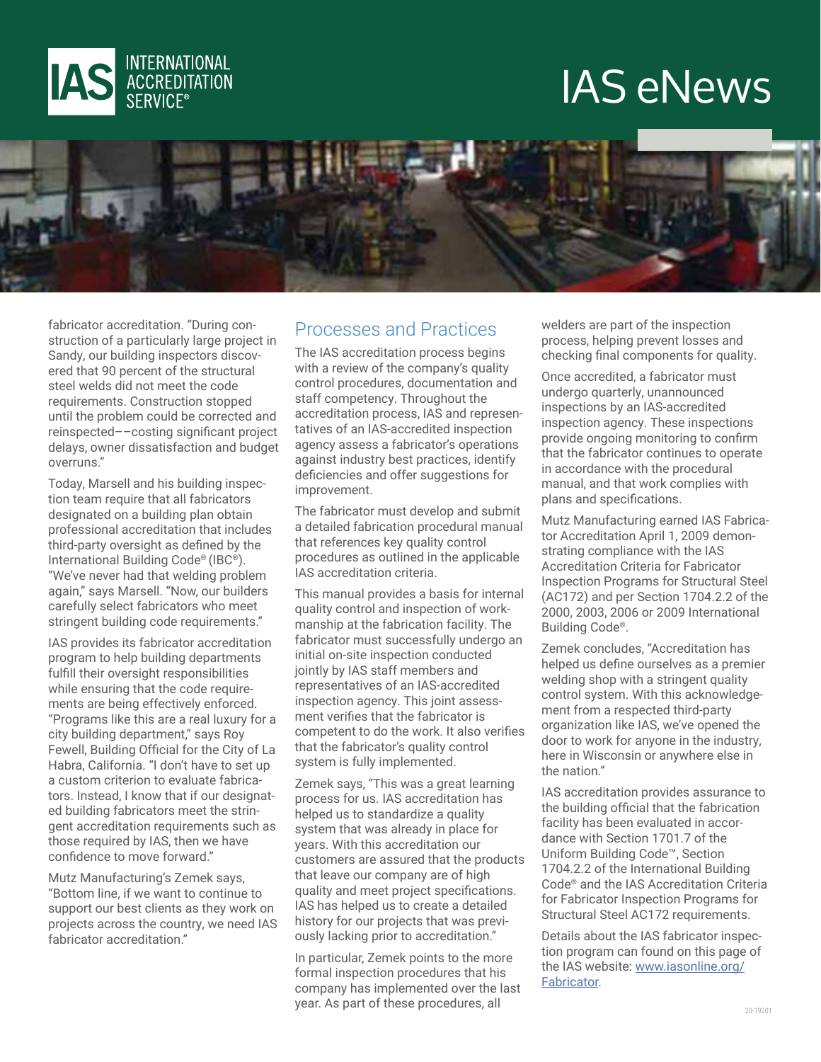fabricator accreditation. "During construction of a particularly large project in Sandy, our building inspectors discovered that 90 percent of the structural steel welds did not meet the code requirements. Construction stopped until the problem could be corrected and reinspected––costing significant project delays, owner dissatisfaction and budget overruns."

Today, Marsell and his building inspection team require that all fabricators designated on a building plan obtain professional accreditation that includes third-party oversight as defined by the International Building Code® (IBC®). "We've never had that welding problem again," says Marsell. "Now, our builders carefully select fabricators who meet stringent building code requirements."

IAS provides its fabricator accreditation program to help building departments fulfill their oversight responsibilities while ensuring that the code requirements are being effectively enforced. "Programs like this are a real luxury for a city building department," says Roy Fewell, Building Official for the City of La Habra, California. "I don't have to set up a custom criterion to evaluate fabricators. Instead, I know that if our designated building fabricators meet the stringent accreditation requirements such as those required by IAS, then we have confidence to move forward."

Mutz Manufacturing's Zemek says, "Bottom line, if we want to continue to support our best clients as they work on projects across the country, we need IAS fabricator accreditation."

## Processes and Practices

The IAS accreditation process begins with a review of the company's quality control procedures, documentation and staff competency. Throughout the accreditation process, IAS and representatives of an IAS-accredited inspection agency assess a fabricator's operations against industry best practices, identify deficiencies and offer suggestions for improvement.

The fabricator must develop and submit a detailed fabrication procedural manual that references key quality control procedures as outlined in the applicable IAS accreditation criteria.

This manual provides a basis for internal quality control and inspection of workmanship at the fabrication facility. The fabricator must successfully undergo an initial on-site inspection conducted jointly by IAS staff members and representatives of an IAS-accredited inspection agency. This joint assessment verifies that the fabricator is competent to do the work. It also verifies that the fabricator's quality control system is fully implemented.

Zemek says, "This was a great learning process for us. IAS accreditation has helped us to standardize a quality system that was already in place for years. With this accreditation our customers are assured that the products that leave our company are of high quality and meet project specifications. IAS has helped us to create a detailed history for our projects that was previously lacking prior to accreditation."

In particular, Zemek points to the more formal inspection procedures that his company has implemented over the last year. As part of these procedures, all welders are part of the inspection process, helping prevent losses and checking final components for quality.

Once accredited, a fabricator must undergo quarterly, unannounced inspections by an IAS-accredited inspection agency. These inspections provide ongoing monitoring to confirm that the fabricator continues to operate in accordance with the procedural manual, and that work complies with plans and specifications.

Mutz Manufacturing earned IAS Fabricator Accreditation April 1, 2009 demonstrating compliance with the IAS Accreditation Criteria for Fabricator Inspection Programs for Structural Steel (AC172) and per Section 1704.2.2 of the 2000, 2003, 2006 or 2009 International Building Code®.

Zemek concludes, "Accreditation has helped us define ourselves as a premier welding shop with a stringent quality control system. With this acknowledgement from a respected third-party organization like IAS, we've opened the door to work for anyone in the industry, here in Wisconsin or anywhere else in the nation."

IAS accreditation provides assurance to the building official that the fabrication facility has been evaluated in accordance with Section 1701.7 of the Uniform Building Code™, Section 1704.2.2 of the International Building Code® and the IAS Accreditation Criteria for Fabricator Inspection Programs for Structural Steel AC172 requirements.

Details about the IAS fabricator inspection program can found on this page of the IAS website: [www.iasonline.org/Fabricator](www.iasonline.org/Fabricator).

20-19201